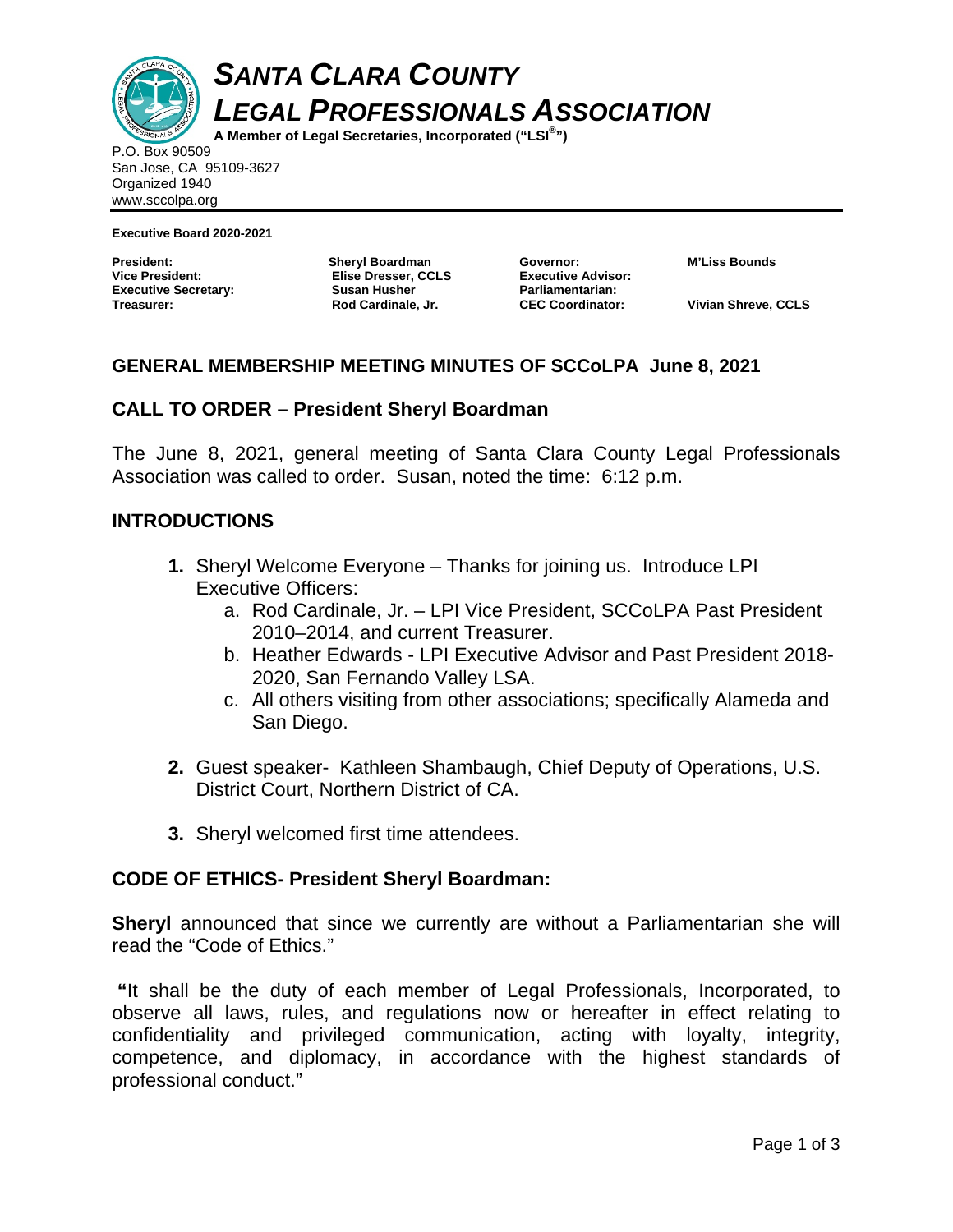# *SANTA CLARA COUNTY LEGAL PROFESSIONALS ASSOCIATION*

**A Member of Legal Secretaries, Incorporated ("LSI®")**

P.O. Box 90509
San Jose, CA 95109-3627
Organized 1940
www.sccolpa.org

**Executive Board 2020-2021**

| | | | |
|---|---|---|---|
| **President:** | **Sheryl Boardman** | **Governor:** | **M'Liss Bounds** |
| **Vice President:** | **Elise Dresser, CCLS** | **Executive Advisor:** | |
| **Executive Secretary:** | **Susan Husher** | **Parliamentarian:** | |
| **Treasurer:** | **Rod Cardinale, Jr.** | **CEC Coordinator:** | **Vivian Shreve, CCLS** |

## GENERAL MEMBERSHIP MEETING MINUTES OF SCCoLPA June 8, 2021

## CALL TO ORDER – President Sheryl Boardman

The June 8, 2021, general meeting of Santa Clara County Legal Professionals Association was called to order. Susan, noted the time: 6:12 p.m.

## INTRODUCTIONS

1. Sheryl Welcome Everyone – Thanks for joining us. Introduce LPI Executive Officers:
   a. Rod Cardinale, Jr. – LPI Vice President, SCCoLPA Past President 2010–2014, and current Treasurer.
   b. Heather Edwards - LPI Executive Advisor and Past President 2018-2020, San Fernando Valley LSA.
   c. All others visiting from other associations; specifically Alameda and San Diego.

2. Guest speaker- Kathleen Shambaugh, Chief Deputy of Operations, U.S. District Court, Northern District of CA.

3. Sheryl welcomed first time attendees.

## CODE OF ETHICS- President Sheryl Boardman:

**Sheryl** announced that since we currently are without a Parliamentarian she will read the "Code of Ethics."

"It shall be the duty of each member of Legal Professionals, Incorporated, to observe all laws, rules, and regulations now or hereafter in effect relating to confidentiality and privileged communication, acting with loyalty, integrity, competence, and diplomacy, in accordance with the highest standards of professional conduct."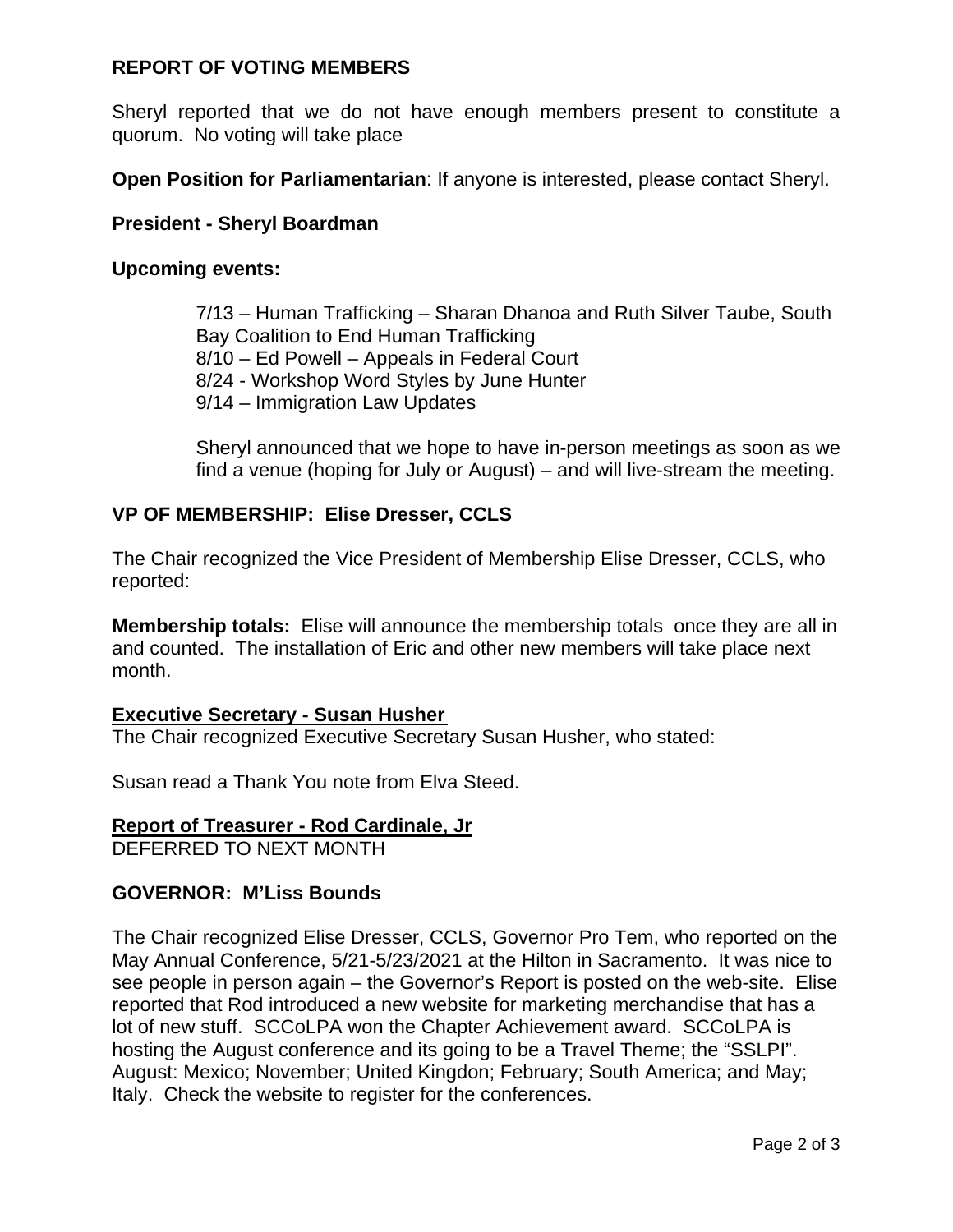**REPORT OF VOTING MEMBERS**

Sheryl reported that we do not have enough members present to constitute a quorum. No voting will take place

**Open Position for Parliamentarian**: If anyone is interested, please contact Sheryl.

**President - Sheryl Boardman**

**Upcoming events:**

> 7/13 – Human Trafficking – Sharan Dhanoa and Ruth Silver Taube, South Bay Coalition to End Human Trafficking
> 8/10 – Ed Powell – Appeals in Federal Court
> 8/24 - Workshop Word Styles by June Hunter
> 9/14 – Immigration Law Updates
>
> Sheryl announced that we hope to have in-person meetings as soon as we find a venue (hoping for July or August) – and will live-stream the meeting.

**VP OF MEMBERSHIP: Elise Dresser, CCLS**

The Chair recognized the Vice President of Membership Elise Dresser, CCLS, who reported:

**Membership totals:** Elise will announce the membership totals once they are all in and counted. The installation of Eric and other new members will take place next month.

**Executive Secretary - Susan Husher**

The Chair recognized Executive Secretary Susan Husher, who stated:

Susan read a Thank You note from Elva Steed.

**Report of Treasurer - Rod Cardinale, Jr**

DEFERRED TO NEXT MONTH

**GOVERNOR: M'Liss Bounds**

The Chair recognized Elise Dresser, CCLS, Governor Pro Tem, who reported on the May Annual Conference, 5/21-5/23/2021 at the Hilton in Sacramento. It was nice to see people in person again – the Governor's Report is posted on the web-site. Elise reported that Rod introduced a new website for marketing merchandise that has a lot of new stuff. SCCoLPA won the Chapter Achievement award. SCCoLPA is hosting the August conference and its going to be a Travel Theme; the "SSLPI". August: Mexico; November; United Kingdon; February; South America; and May; Italy. Check the website to register for the conferences.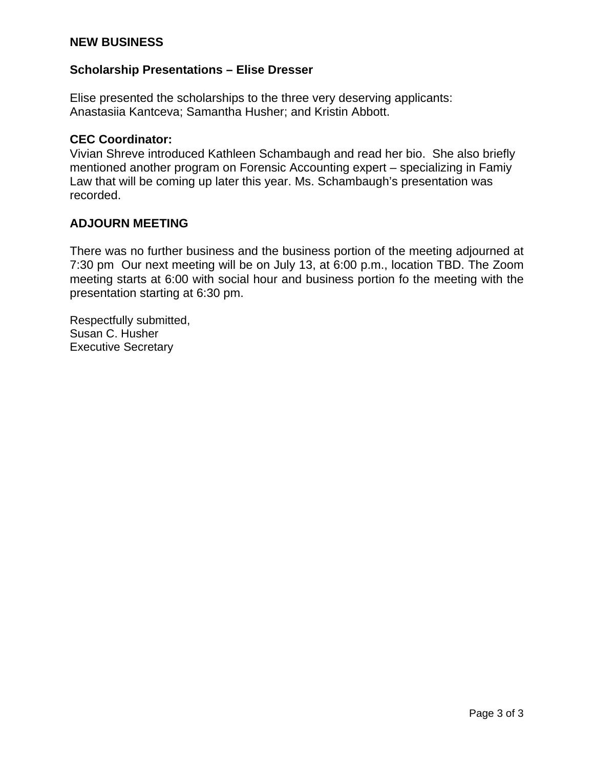## NEW BUSINESS

### Scholarship Presentations – Elise Dresser

Elise presented the scholarships to the three very deserving applicants:
Anastasiia Kantceva; Samantha Husher; and Kristin Abbott.

**CEC Coordinator:**
Vivian Shreve introduced Kathleen Schambaugh and read her bio. She also briefly mentioned another program on Forensic Accounting expert – specializing in Famiy Law that will be coming up later this year. Ms. Schambaugh's presentation was recorded.

## ADJOURN MEETING

There was no further business and the business portion of the meeting adjourned at 7:30 pm Our next meeting will be on July 13, at 6:00 p.m., location TBD. The Zoom meeting starts at 6:00 with social hour and business portion fo the meeting with the presentation starting at 6:30 pm.

Respectfully submitted,
Susan C. Husher
Executive Secretary